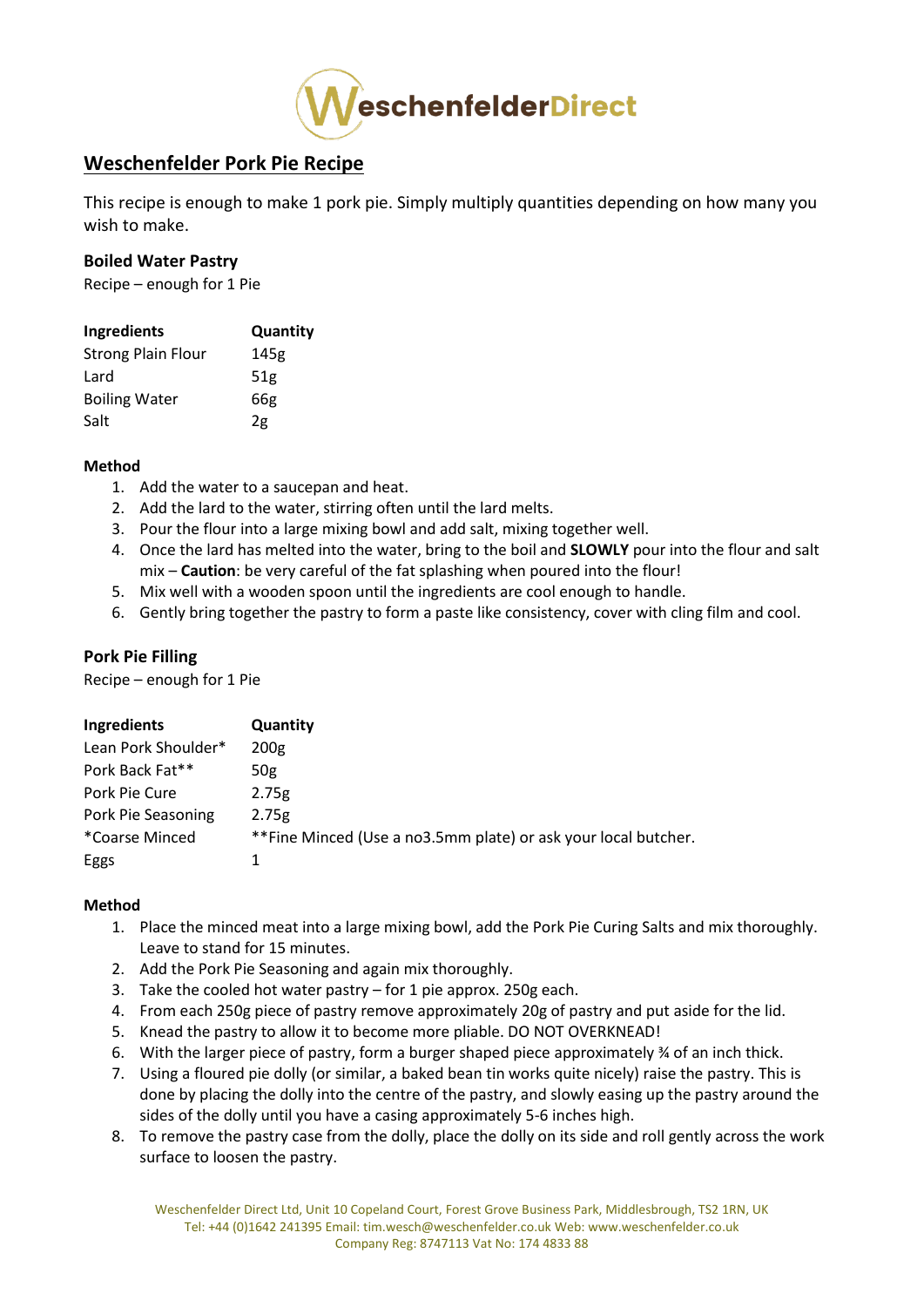WeschenfelderDirect

## Weschenfelder Pork Pie Recipe

This recipe is enough to make 1 pork pie. Simply multiply quantities depending on how many you wish to make.

### Boiled Water Pastry

Recipe – enough for 1 Pie

| Ingredients | Quantity |
|---|---|
| Strong Plain Flour | 145g |
| Lard | 51g |
| Boiling Water | 66g |
| Salt | 2g |

**Method**

1. Add the water to a saucepan and heat.
2. Add the lard to the water, stirring often until the lard melts.
3. Pour the flour into a large mixing bowl and add salt, mixing together well.
4. Once the lard has melted into the water, bring to the boil and **SLOWLY** pour into the flour and salt mix – **Caution**: be very careful of the fat splashing when poured into the flour!
5. Mix well with a wooden spoon until the ingredients are cool enough to handle.
6. Gently bring together the pastry to form a paste like consistency, cover with cling film and cool.

### Pork Pie Filling

Recipe – enough for 1 Pie

| Ingredients | Quantity |
|---|---|
| Lean Pork Shoulder* | 200g |
| Pork Back Fat** | 50g |
| Pork Pie Cure | 2.75g |
| Pork Pie Seasoning | 2.75g |
| *Coarse Minced | **Fine Minced (Use a no3.5mm plate) or ask your local butcher. |
| Eggs | 1 |

**Method**

1. Place the minced meat into a large mixing bowl, add the Pork Pie Curing Salts and mix thoroughly. Leave to stand for 15 minutes.
2. Add the Pork Pie Seasoning and again mix thoroughly.
3. Take the cooled hot water pastry – for 1 pie approx. 250g each.
4. From each 250g piece of pastry remove approximately 20g of pastry and put aside for the lid.
5. Knead the pastry to allow it to become more pliable. DO NOT OVERKNEAD!
6. With the larger piece of pastry, form a burger shaped piece approximately ¾ of an inch thick.
7. Using a floured pie dolly (or similar, a baked bean tin works quite nicely) raise the pastry. This is done by placing the dolly into the centre of the pastry, and slowly easing up the pastry around the sides of the dolly until you have a casing approximately 5-6 inches high.
8. To remove the pastry case from the dolly, place the dolly on its side and roll gently across the work surface to loosen the pastry.

Weschenfelder Direct Ltd, Unit 10 Copeland Court, Forest Grove Business Park, Middlesbrough, TS2 1RN, UK
Tel: +44 (0)1642 241395 Email: tim.wesch@weschenfelder.co.uk Web: www.weschenfelder.co.uk
Company Reg: 8747113 Vat No: 174 4833 88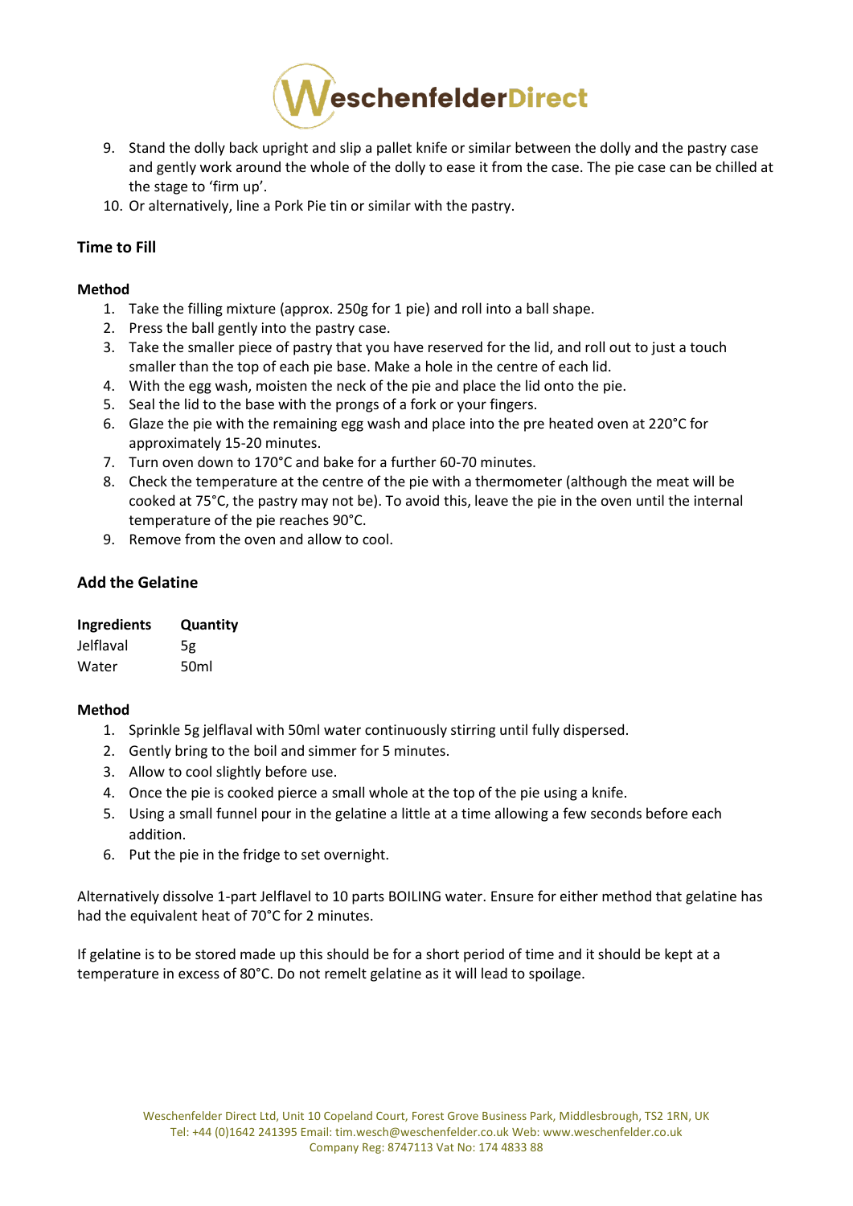9. Stand the dolly back upright and slip a pallet knife or similar between the dolly and the pastry case and gently work around the whole of the dolly to ease it from the case. The pie case can be chilled at the stage to 'firm up'.
10. Or alternatively, line a Pork Pie tin or similar with the pastry.

## Time to Fill

### Method

1. Take the filling mixture (approx. 250g for 1 pie) and roll into a ball shape.
2. Press the ball gently into the pastry case.
3. Take the smaller piece of pastry that you have reserved for the lid, and roll out to just a touch smaller than the top of each pie base. Make a hole in the centre of each lid.
4. With the egg wash, moisten the neck of the pie and place the lid onto the pie.
5. Seal the lid to the base with the prongs of a fork or your fingers.
6. Glaze the pie with the remaining egg wash and place into the pre heated oven at 220°C for approximately 15-20 minutes.
7. Turn oven down to 170°C and bake for a further 60-70 minutes.
8. Check the temperature at the centre of the pie with a thermometer (although the meat will be cooked at 75°C, the pastry may not be). To avoid this, leave the pie in the oven until the internal temperature of the pie reaches 90°C.
9. Remove from the oven and allow to cool.

## Add the Gelatine

| Ingredients | Quantity |
|---|---|
| Jelflaval | 5g |
| Water | 50ml |

### Method

1. Sprinkle 5g jelflaval with 50ml water continuously stirring until fully dispersed.
2. Gently bring to the boil and simmer for 5 minutes.
3. Allow to cool slightly before use.
4. Once the pie is cooked pierce a small whole at the top of the pie using a knife.
5. Using a small funnel pour in the gelatine a little at a time allowing a few seconds before each addition.
6. Put the pie in the fridge to set overnight.

Alternatively dissolve 1-part Jelflavel to 10 parts BOILING water. Ensure for either method that gelatine has had the equivalent heat of 70°C for 2 minutes.

If gelatine is to be stored made up this should be for a short period of time and it should be kept at a temperature in excess of 80°C. Do not remelt gelatine as it will lead to spoilage.